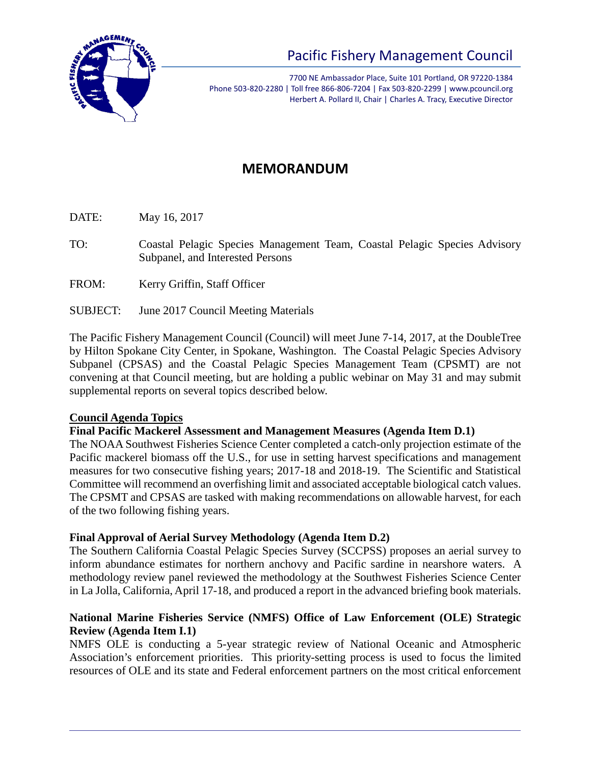# Pacific Fishery Management Council

7700 NE Ambassador Place, Suite 101 Portland, OR 97220-1384
Phone 503-820-2280 | Toll free 866-806-7204 | Fax 503-820-2299 | www.pcouncil.org
Herbert A. Pollard II, Chair | Charles A. Tracy, Executive Director

## MEMORANDUM

DATE: May 16, 2017

TO: Coastal Pelagic Species Management Team, Coastal Pelagic Species Advisory Subpanel, and Interested Persons

FROM: Kerry Griffin, Staff Officer

SUBJECT: June 2017 Council Meeting Materials

The Pacific Fishery Management Council (Council) will meet June 7-14, 2017, at the DoubleTree by Hilton Spokane City Center, in Spokane, Washington. The Coastal Pelagic Species Advisory Subpanel (CPSAS) and the Coastal Pelagic Species Management Team (CPSMT) are not convening at that Council meeting, but are holding a public webinar on May 31 and may submit supplemental reports on several topics described below.

**Council Agenda Topics**

**Final Pacific Mackerel Assessment and Management Measures (Agenda Item D.1)**

The NOAA Southwest Fisheries Science Center completed a catch-only projection estimate of the Pacific mackerel biomass off the U.S., for use in setting harvest specifications and management measures for two consecutive fishing years; 2017-18 and 2018-19. The Scientific and Statistical Committee will recommend an overfishing limit and associated acceptable biological catch values. The CPSMT and CPSAS are tasked with making recommendations on allowable harvest, for each of the two following fishing years.

**Final Approval of Aerial Survey Methodology (Agenda Item D.2)**

The Southern California Coastal Pelagic Species Survey (SCCPSS) proposes an aerial survey to inform abundance estimates for northern anchovy and Pacific sardine in nearshore waters. A methodology review panel reviewed the methodology at the Southwest Fisheries Science Center in La Jolla, California, April 17-18, and produced a report in the advanced briefing book materials.

**National Marine Fisheries Service (NMFS) Office of Law Enforcement (OLE) Strategic Review (Agenda Item I.1)**

NMFS OLE is conducting a 5-year strategic review of National Oceanic and Atmospheric Association's enforcement priorities. This priority-setting process is used to focus the limited resources of OLE and its state and Federal enforcement partners on the most critical enforcement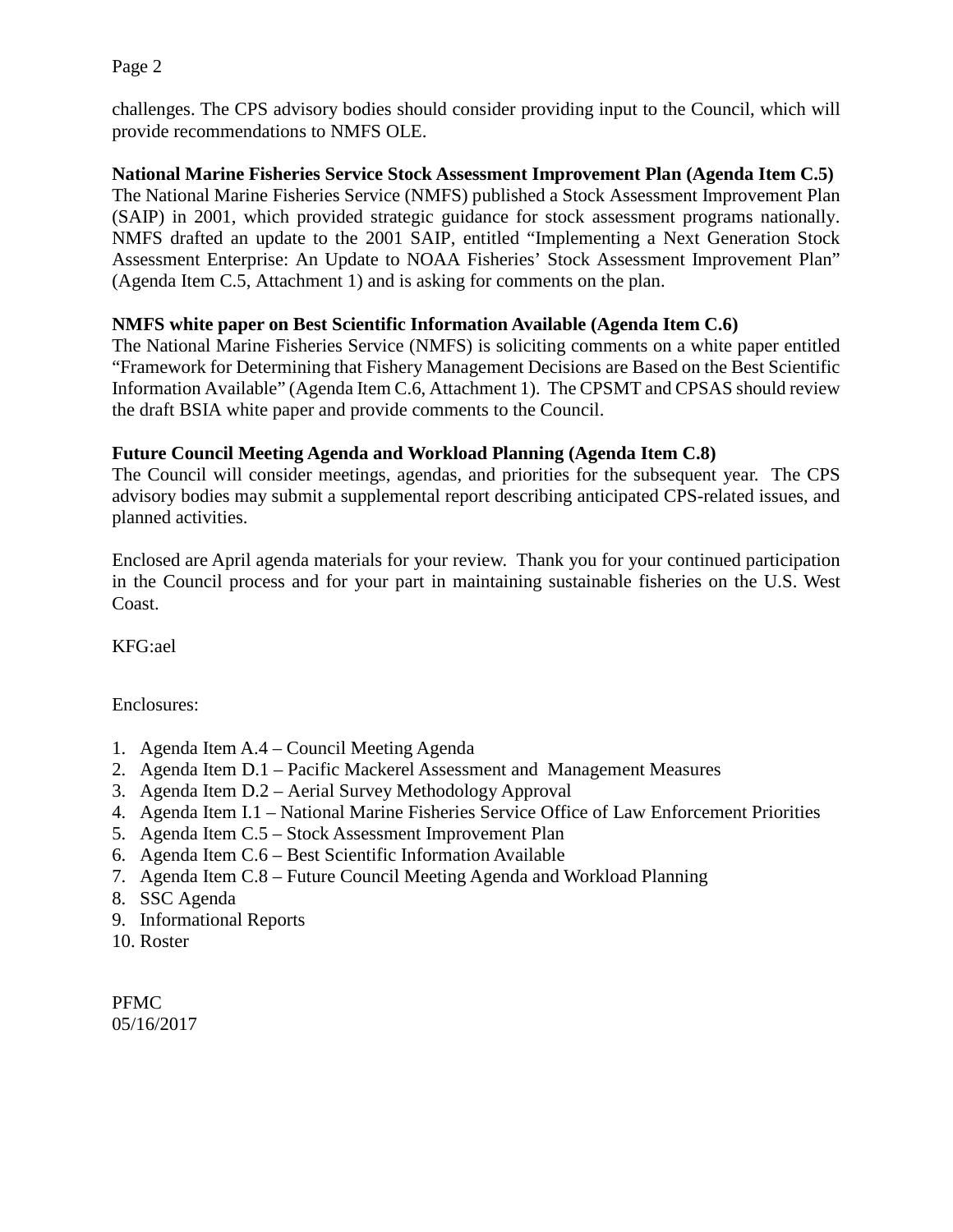challenges. The CPS advisory bodies should consider providing input to the Council, which will provide recommendations to NMFS OLE.

**National Marine Fisheries Service Stock Assessment Improvement Plan (Agenda Item C.5)**
The National Marine Fisheries Service (NMFS) published a Stock Assessment Improvement Plan (SAIP) in 2001, which provided strategic guidance for stock assessment programs nationally. NMFS drafted an update to the 2001 SAIP, entitled "Implementing a Next Generation Stock Assessment Enterprise: An Update to NOAA Fisheries' Stock Assessment Improvement Plan" (Agenda Item C.5, Attachment 1) and is asking for comments on the plan.

**NMFS white paper on Best Scientific Information Available (Agenda Item C.6)**
The National Marine Fisheries Service (NMFS) is soliciting comments on a white paper entitled "Framework for Determining that Fishery Management Decisions are Based on the Best Scientific Information Available" (Agenda Item C.6, Attachment 1). The CPSMT and CPSAS should review the draft BSIA white paper and provide comments to the Council.

**Future Council Meeting Agenda and Workload Planning (Agenda Item C.8)**
The Council will consider meetings, agendas, and priorities for the subsequent year. The CPS advisory bodies may submit a supplemental report describing anticipated CPS-related issues, and planned activities.

Enclosed are April agenda materials for your review. Thank you for your continued participation in the Council process and for your part in maintaining sustainable fisheries on the U.S. West Coast.

KFG:ael

Enclosures:

1. Agenda Item A.4 – Council Meeting Agenda
2. Agenda Item D.1 – Pacific Mackerel Assessment and Management Measures
3. Agenda Item D.2 – Aerial Survey Methodology Approval
4. Agenda Item I.1 – National Marine Fisheries Service Office of Law Enforcement Priorities
5. Agenda Item C.5 – Stock Assessment Improvement Plan
6. Agenda Item C.6 – Best Scientific Information Available
7. Agenda Item C.8 – Future Council Meeting Agenda and Workload Planning
8. SSC Agenda
9. Informational Reports
10. Roster

PFMC
05/16/2017